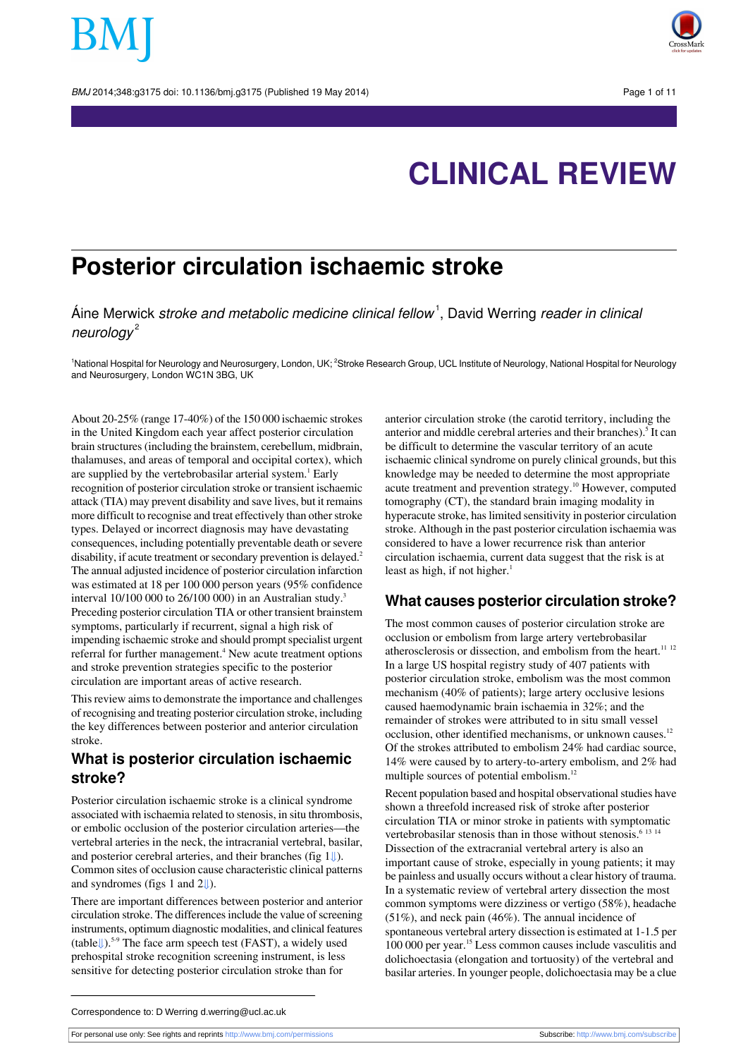# CLINICAL REVIEW

# Posterior circulation ischaemic stroke

Áine Merwick *stroke and metabolic medicine clinical fellow*[1], David Werring *reader in clinical neurology*[2]

[1]National Hospital for Neurology and Neurosurgery, London, UK; [2]Stroke Research Group, UCL Institute of Neurology, National Hospital for Neurology and Neurosurgery, London WC1N 3BG, UK

About 20-25% (range 17-40%) of the 150 000 ischaemic strokes in the United Kingdom each year affect posterior circulation brain structures (including the brainstem, cerebellum, midbrain, thalamuses, and areas of temporal and occipital cortex), which are supplied by the vertebrobasilar arterial system.[1] Early recognition of posterior circulation stroke or transient ischaemic attack (TIA) may prevent disability and save lives, but it remains more difficult to recognise and treat effectively than other stroke types. Delayed or incorrect diagnosis may have devastating consequences, including potentially preventable death or severe disability, if acute treatment or secondary prevention is delayed.[2] The annual adjusted incidence of posterior circulation infarction was estimated at 18 per 100 000 person years (95% confidence interval 10/100 000 to 26/100 000) in an Australian study.[3] Preceding posterior circulation TIA or other transient brainstem symptoms, particularly if recurrent, signal a high risk of impending ischaemic stroke and should prompt specialist urgent referral for further management.[4] New acute treatment options and stroke prevention strategies specific to the posterior circulation are important areas of active research.

This review aims to demonstrate the importance and challenges of recognising and treating posterior circulation stroke, including the key differences between posterior and anterior circulation stroke.

## What is posterior circulation ischaemic stroke?

Posterior circulation ischaemic stroke is a clinical syndrome associated with ischaemia related to stenosis, in situ thrombosis, or embolic occlusion of the posterior circulation arteries—the vertebral arteries in the neck, the intracranial vertebral, basilar, and posterior cerebral arteries, and their branches (fig 1⇓). Common sites of occlusion cause characteristic clinical patterns and syndromes (figs 1 and 2⇓).

There are important differences between posterior and anterior circulation stroke. The differences include the value of screening instruments, optimum diagnostic modalities, and clinical features (table⇓).[5-9] The face arm speech test (FAST), a widely used prehospital stroke recognition screening instrument, is less sensitive for detecting posterior circulation stroke than for anterior circulation stroke (the carotid territory, including the anterior and middle cerebral arteries and their branches).[5] It can be difficult to determine the vascular territory of an acute ischaemic clinical syndrome on purely clinical grounds, but this knowledge may be needed to determine the most appropriate acute treatment and prevention strategy.[10] However, computed tomography (CT), the standard brain imaging modality in hyperacute stroke, has limited sensitivity in posterior circulation stroke. Although in the past posterior circulation ischaemia was considered to have a lower recurrence risk than anterior circulation ischaemia, current data suggest that the risk is at least as high, if not higher.[1]

## What causes posterior circulation stroke?

The most common causes of posterior circulation stroke are occlusion or embolism from large artery vertebrobasilar atherosclerosis or dissection, and embolism from the heart.[11,12] In a large US hospital registry study of 407 patients with posterior circulation stroke, embolism was the most common mechanism (40% of patients); large artery occlusive lesions caused haemodynamic brain ischaemia in 32%; and the remainder of strokes were attributed to in situ small vessel occlusion, other identified mechanisms, or unknown causes.[12] Of the strokes attributed to embolism 24% had cardiac source, 14% were caused by to artery-to-artery embolism, and 2% had multiple sources of potential embolism.[12]

Recent population based and hospital observational studies have shown a threefold increased risk of stroke after posterior circulation TIA or minor stroke in patients with symptomatic vertebrobasilar stenosis than in those without stenosis.[6,13,14] Dissection of the extracranial vertebral artery is also an important cause of stroke, especially in young patients; it may be painless and usually occurs without a clear history of trauma. In a systematic review of vertebral artery dissection the most common symptoms were dizziness or vertigo (58%), headache (51%), and neck pain (46%). The annual incidence of spontaneous vertebral artery dissection is estimated at 1-1.5 per 100 000 per year.[15] Less common causes include vasculitis and dolichoectasia (elongation and tortuosity) of the vertebral and basilar arteries. In younger people, dolichoectasia may be a clue

Correspondence to: D Werring d.werring@ucl.ac.uk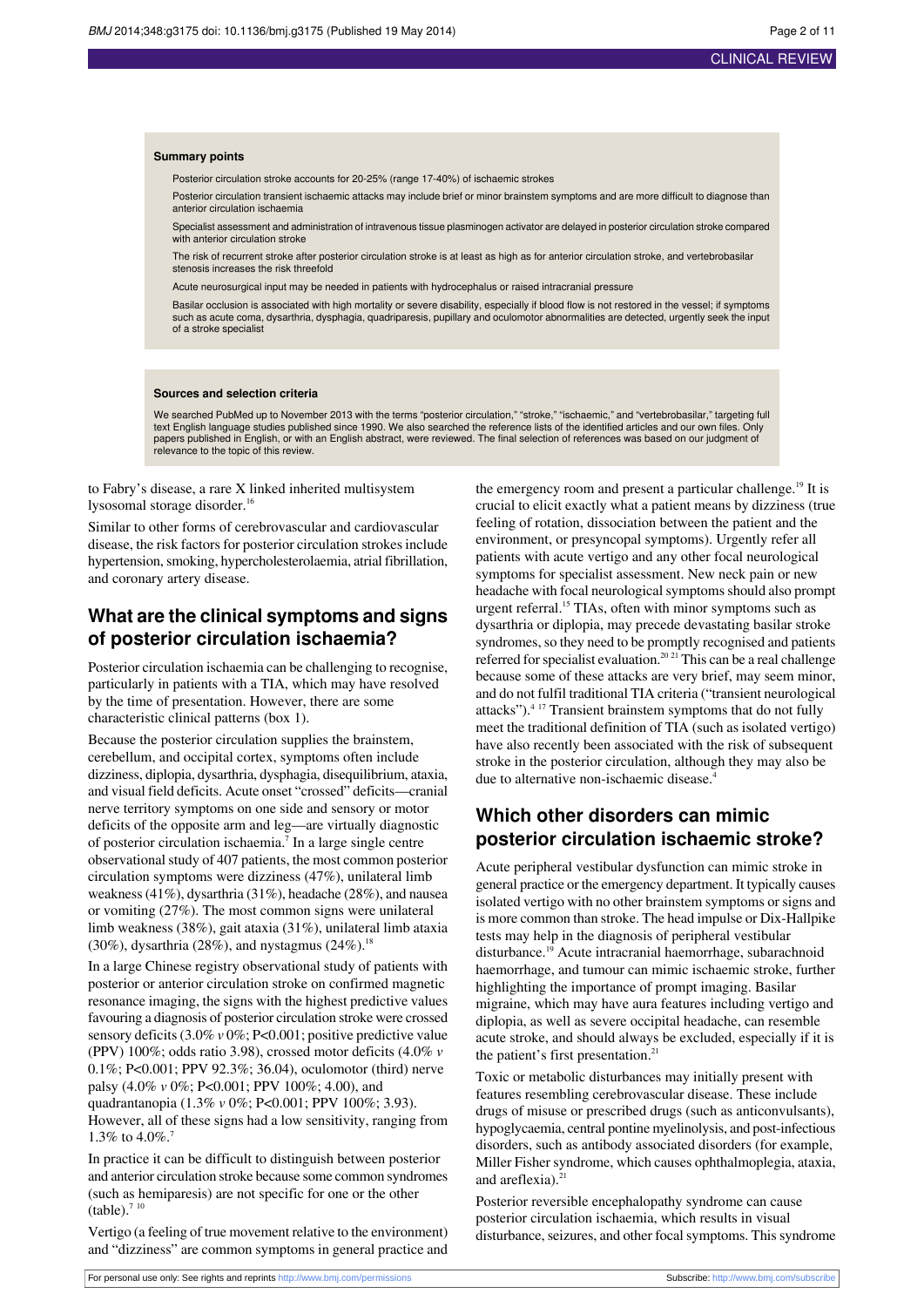**Summary points**

Posterior circulation stroke accounts for 20-25% (range 17-40%) of ischaemic strokes

Posterior circulation transient ischaemic attacks may include brief or minor brainstem symptoms and are more difficult to diagnose than anterior circulation ischaemia

Specialist assessment and administration of intravenous tissue plasminogen activator are delayed in posterior circulation stroke compared with anterior circulation stroke

The risk of recurrent stroke after posterior circulation stroke is at least as high as for anterior circulation stroke, and vertebrobasilar stenosis increases the risk threefold

Acute neurosurgical input may be needed in patients with hydrocephalus or raised intracranial pressure

Basilar occlusion is associated with high mortality or severe disability, especially if blood flow is not restored in the vessel; if symptoms such as acute coma, dysarthria, dysphagia, quadriparesis, pupillary and oculomotor abnormalities are detected, urgently seek the input of a stroke specialist

**Sources and selection criteria**

We searched PubMed up to November 2013 with the terms "posterior circulation," "stroke," "ischaemic," and "vertebrobasilar," targeting full text English language studies published since 1990. We also searched the reference lists of the identified articles and our own files. Only papers published in English, or with an English abstract, were reviewed. The final selection of references was based on our judgment of relevance to the topic of this review.

to Fabry's disease, a rare X linked inherited multisystem lysosomal storage disorder.[16]

Similar to other forms of cerebrovascular and cardiovascular disease, the risk factors for posterior circulation strokes include hypertension, smoking, hypercholesterolaemia, atrial fibrillation, and coronary artery disease.

## What are the clinical symptoms and signs of posterior circulation ischaemia?

Posterior circulation ischaemia can be challenging to recognise, particularly in patients with a TIA, which may have resolved by the time of presentation. However, there are some characteristic clinical patterns (box 1).

Because the posterior circulation supplies the brainstem, cerebellum, and occipital cortex, symptoms often include dizziness, diplopia, dysarthria, dysphagia, disequilibrium, ataxia, and visual field deficits. Acute onset "crossed" deficits—cranial nerve territory symptoms on one side and sensory or motor deficits of the opposite arm and leg—are virtually diagnostic of posterior circulation ischaemia.[7] In a large single centre observational study of 407 patients, the most common posterior circulation symptoms were dizziness (47%), unilateral limb weakness (41%), dysarthria (31%), headache (28%), and nausea or vomiting (27%). The most common signs were unilateral limb weakness (38%), gait ataxia (31%), unilateral limb ataxia (30%), dysarthria (28%), and nystagmus (24%).[18]

In a large Chinese registry observational study of patients with posterior or anterior circulation stroke on confirmed magnetic resonance imaging, the signs with the highest predictive values favouring a diagnosis of posterior circulation stroke were crossed sensory deficits (3.0% *v* 0%; P<0.001; positive predictive value (PPV) 100%; odds ratio 3.98), crossed motor deficits (4.0% *v* 0.1%; P<0.001; PPV 92.3%; 36.04), oculomotor (third) nerve palsy (4.0% *v* 0%; P<0.001; PPV 100%; 4.00), and quadrantanopia (1.3% *v* 0%; P<0.001; PPV 100%; 3.93). However, all of these signs had a low sensitivity, ranging from 1.3% to 4.0%.[7]

In practice it can be difficult to distinguish between posterior and anterior circulation stroke because some common syndromes (such as hemiparesis) are not specific for one or the other (table).[7,10]

Vertigo (a feeling of true movement relative to the environment) and "dizziness" are common symptoms in general practice and the emergency room and present a particular challenge.[19] It is crucial to elicit exactly what a patient means by dizziness (true feeling of rotation, dissociation between the patient and the environment, or presyncopal symptoms). Urgently refer all patients with acute vertigo and any other focal neurological symptoms for specialist assessment. New neck pain or new headache with focal neurological symptoms should also prompt urgent referral.[15] TIAs, often with minor symptoms such as dysarthria or diplopia, may precede devastating basilar stroke syndromes, so they need to be promptly recognised and patients referred for specialist evaluation.[20,21] This can be a real challenge because some of these attacks are very brief, may seem minor, and do not fulfil traditional TIA criteria ("transient neurological attacks").[4,17] Transient brainstem symptoms that do not fully meet the traditional definition of TIA (such as isolated vertigo) have also recently been associated with the risk of subsequent stroke in the posterior circulation, although they may also be due to alternative non-ischaemic disease.[4]

## Which other disorders can mimic posterior circulation ischaemic stroke?

Acute peripheral vestibular dysfunction can mimic stroke in general practice or the emergency department. It typically causes isolated vertigo with no other brainstem symptoms or signs and is more common than stroke. The head impulse or Dix-Hallpike tests may help in the diagnosis of peripheral vestibular disturbance.[19] Acute intracranial haemorrhage, subarachnoid haemorrhage, and tumour can mimic ischaemic stroke, further highlighting the importance of prompt imaging. Basilar migraine, which may have aura features including vertigo and diplopia, as well as severe occipital headache, can resemble acute stroke, and should always be excluded, especially if it is the patient's first presentation.[21]

Toxic or metabolic disturbances may initially present with features resembling cerebrovascular disease. These include drugs of misuse or prescribed drugs (such as anticonvulsants), hypoglycaemia, central pontine myelinolysis, and post-infectious disorders, such as antibody associated disorders (for example, Miller Fisher syndrome, which causes ophthalmoplegia, ataxia, and areflexia).[21]

Posterior reversible encephalopathy syndrome can cause posterior circulation ischaemia, which results in visual disturbance, seizures, and other focal symptoms. This syndrome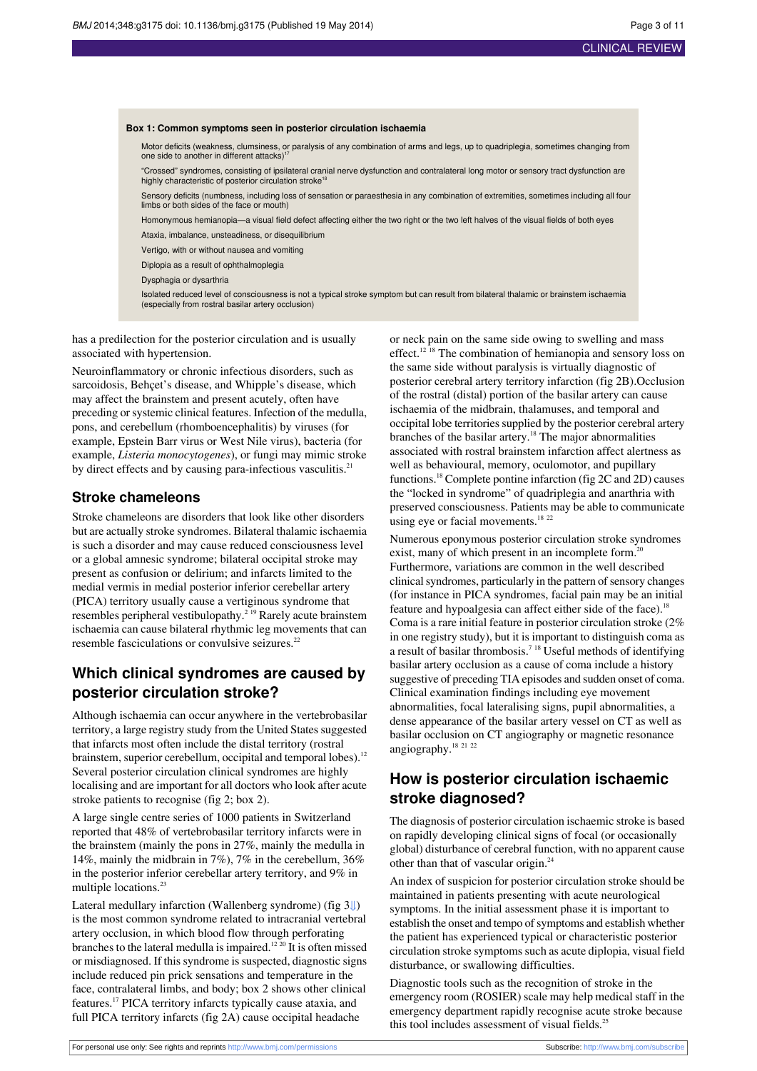**Box 1: Common symptoms seen in posterior circulation ischaemia**

- Motor deficits (weakness, clumsiness, or paralysis of any combination of arms and legs, up to quadriplegia, sometimes changing from one side to another in different attacks)[17]
- "Crossed" syndromes, consisting of ipsilateral cranial nerve dysfunction and contralateral long motor or sensory tract dysfunction are highly characteristic of posterior circulation stroke[18]
- Sensory deficits (numbness, including loss of sensation or paraesthesia in any combination of extremities, sometimes including all four limbs or both sides of the face or mouth)
- Homonymous hemianopia—a visual field defect affecting either the two right or the two left halves of the visual fields of both eyes
- Ataxia, imbalance, unsteadiness, or disequilibrium
- Vertigo, with or without nausea and vomiting
- Diplopia as a result of ophthalmoplegia
- Dysphagia or dysarthria
- Isolated reduced level of consciousness is not a typical stroke symptom but can result from bilateral thalamic or brainstem ischaemia (especially from rostral basilar artery occlusion)

has a predilection for the posterior circulation and is usually associated with hypertension.

Neuroinflammatory or chronic infectious disorders, such as sarcoidosis, Behçet's disease, and Whipple's disease, which may affect the brainstem and present acutely, often have preceding or systemic clinical features. Infection of the medulla, pons, and cerebellum (rhomboencephalitis) by viruses (for example, Epstein Barr virus or West Nile virus), bacteria (for example, *Listeria monocytogenes*), or fungi may mimic stroke by direct effects and by causing para-infectious vasculitis.[21]

### Stroke chameleons

Stroke chameleons are disorders that look like other disorders but are actually stroke syndromes. Bilateral thalamic ischaemia is such a disorder and may cause reduced consciousness level or a global amnesic syndrome; bilateral occipital stroke may present as confusion or delirium; and infarcts limited to the medial vermis in medial posterior inferior cerebellar artery (PICA) territory usually cause a vertiginous syndrome that resembles peripheral vestibulopathy.[2,19] Rarely acute brainstem ischaemia can cause bilateral rhythmic leg movements that can resemble fasciculations or convulsive seizures.[22]

## Which clinical syndromes are caused by posterior circulation stroke?

Although ischaemia can occur anywhere in the vertebrobasilar territory, a large registry study from the United States suggested that infarcts most often include the distal territory (rostral brainstem, superior cerebellum, occipital and temporal lobes).[12] Several posterior circulation clinical syndromes are highly localising and are important for all doctors who look after acute stroke patients to recognise (fig 2; box 2).

A large single centre series of 1000 patients in Switzerland reported that 48% of vertebrobasilar territory infarcts were in the brainstem (mainly the pons in 27%, mainly the medulla in 14%, mainly the midbrain in 7%), 7% in the cerebellum, 36% in the posterior inferior cerebellar artery territory, and 9% in multiple locations.[23]

Lateral medullary infarction (Wallenberg syndrome) (fig 3⇓) is the most common syndrome related to intracranial vertebral artery occlusion, in which blood flow through perforating branches to the lateral medulla is impaired.[12,20] It is often missed or misdiagnosed. If this syndrome is suspected, diagnostic signs include reduced pin prick sensations and temperature in the face, contralateral limbs, and body; box 2 shows other clinical features.[17] PICA territory infarcts typically cause ataxia, and full PICA territory infarcts (fig 2A) cause occipital headache or neck pain on the same side owing to swelling and mass effect.[12,18] The combination of hemianopia and sensory loss on the same side without paralysis is virtually diagnostic of posterior cerebral artery territory infarction (fig 2B).Occlusion of the rostral (distal) portion of the basilar artery can cause ischaemia of the midbrain, thalamuses, and temporal and occipital lobe territories supplied by the posterior cerebral artery branches of the basilar artery.[18] The major abnormalities associated with rostral brainstem infarction affect alertness as well as behavioural, memory, oculomotor, and pupillary functions.[18] Complete pontine infarction (fig 2C and 2D) causes the "locked in syndrome" of quadriplegia and anarthria with preserved consciousness. Patients may be able to communicate using eye or facial movements.[18,22]

Numerous eponymous posterior circulation stroke syndromes exist, many of which present in an incomplete form.[20] Furthermore, variations are common in the well described clinical syndromes, particularly in the pattern of sensory changes (for instance in PICA syndromes, facial pain may be an initial feature and hypoalgesia can affect either side of the face).[18] Coma is a rare initial feature in posterior circulation stroke (2% in one registry study), but it is important to distinguish coma as a result of basilar thrombosis.[7,18] Useful methods of identifying basilar artery occlusion as a cause of coma include a history suggestive of preceding TIA episodes and sudden onset of coma. Clinical examination findings including eye movement abnormalities, focal lateralising signs, pupil abnormalities, a dense appearance of the basilar artery vessel on CT as well as basilar occlusion on CT angiography or magnetic resonance angiography.[18,21,22]

## How is posterior circulation ischaemic stroke diagnosed?

The diagnosis of posterior circulation ischaemic stroke is based on rapidly developing clinical signs of focal (or occasionally global) disturbance of cerebral function, with no apparent cause other than that of vascular origin.[24]

An index of suspicion for posterior circulation stroke should be maintained in patients presenting with acute neurological symptoms. In the initial assessment phase it is important to establish the onset and tempo of symptoms and establish whether the patient has experienced typical or characteristic posterior circulation stroke symptoms such as acute diplopia, visual field disturbance, or swallowing difficulties.

Diagnostic tools such as the recognition of stroke in the emergency room (ROSIER) scale may help medical staff in the emergency department rapidly recognise acute stroke because this tool includes assessment of visual fields.[25]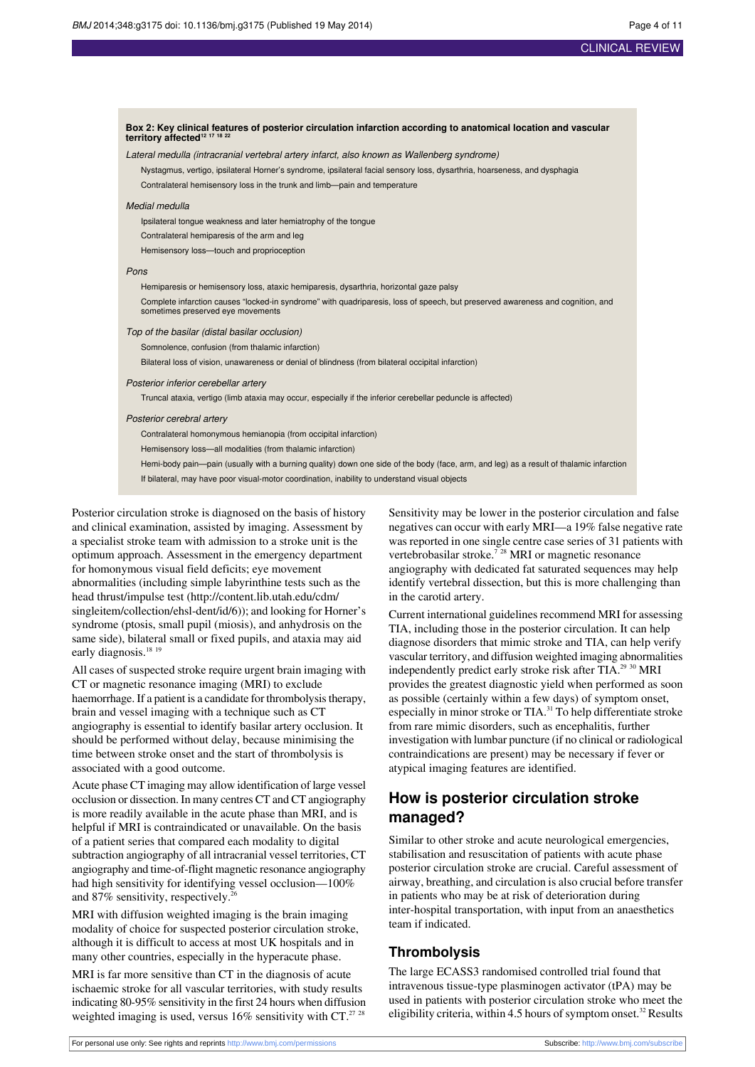**Box 2: Key clinical features of posterior circulation infarction according to anatomical location and vascular territory affected**[12 17 18 22]

*Lateral medulla (intracranial vertebral artery infarct, also known as Wallenberg syndrome)*

- Nystagmus, vertigo, ipsilateral Horner's syndrome, ipsilateral facial sensory loss, dysarthria, hoarseness, and dysphagia
- Contralateral hemisensory loss in the trunk and limb—pain and temperature

*Medial medulla*

- Ipsilateral tongue weakness and later hemiatrophy of the tongue
- Contralateral hemiparesis of the arm and leg
- Hemisensory loss—touch and proprioception

*Pons*

- Hemiparesis or hemisensory loss, ataxic hemiparesis, dysarthria, horizontal gaze palsy
- Complete infarction causes "locked-in syndrome" with quadriparesis, loss of speech, but preserved awareness and cognition, and sometimes preserved eye movements

*Top of the basilar (distal basilar occlusion)*

- Somnolence, confusion (from thalamic infarction)
- Bilateral loss of vision, unawareness or denial of blindness (from bilateral occipital infarction)

*Posterior inferior cerebellar artery*

- Truncal ataxia, vertigo (limb ataxia may occur, especially if the inferior cerebellar peduncle is affected)

*Posterior cerebral artery*

- Contralateral homonymous hemianopia (from occipital infarction)
- Hemisensory loss—all modalities (from thalamic infarction)
- Hemi-body pain—pain (usually with a burning quality) down one side of the body (face, arm, and leg) as a result of thalamic infarction
- If bilateral, may have poor visual-motor coordination, inability to understand visual objects

Posterior circulation stroke is diagnosed on the basis of history and clinical examination, assisted by imaging. Assessment by a specialist stroke team with admission to a stroke unit is the optimum approach. Assessment in the emergency department for homonymous visual field deficits; eye movement abnormalities (including simple labyrinthine tests such as the head thrust/impulse test (http://content.lib.utah.edu/cdm/singleitem/collection/ehsl-dent/id/6)); and looking for Horner's syndrome (ptosis, small pupil (miosis), and anhydrosis on the same side), bilateral small or fixed pupils, and ataxia may aid early diagnosis.[18 19]

All cases of suspected stroke require urgent brain imaging with CT or magnetic resonance imaging (MRI) to exclude haemorrhage. If a patient is a candidate for thrombolysis therapy, brain and vessel imaging with a technique such as CT angiography is essential to identify basilar artery occlusion. It should be performed without delay, because minimising the time between stroke onset and the start of thrombolysis is associated with a good outcome.

Acute phase CT imaging may allow identification of large vessel occlusion or dissection. In many centres CT and CT angiography is more readily available in the acute phase than MRI, and is helpful if MRI is contraindicated or unavailable. On the basis of a patient series that compared each modality to digital subtraction angiography of all intracranial vessel territories, CT angiography and time-of-flight magnetic resonance angiography had high sensitivity for identifying vessel occlusion—100% and 87% sensitivity, respectively.[26]

MRI with diffusion weighted imaging is the brain imaging modality of choice for suspected posterior circulation stroke, although it is difficult to access at most UK hospitals and in many other countries, especially in the hyperacute phase.

MRI is far more sensitive than CT in the diagnosis of acute ischaemic stroke for all vascular territories, with study results indicating 80-95% sensitivity in the first 24 hours when diffusion weighted imaging is used, versus 16% sensitivity with CT.[27 28] Sensitivity may be lower in the posterior circulation and false negatives can occur with early MRI—a 19% false negative rate was reported in one single centre case series of 31 patients with vertebrobasilar stroke.[7 28] MRI or magnetic resonance angiography with dedicated fat saturated sequences may help identify vertebral dissection, but this is more challenging than in the carotid artery.

Current international guidelines recommend MRI for assessing TIA, including those in the posterior circulation. It can help diagnose disorders that mimic stroke and TIA, can help verify vascular territory, and diffusion weighted imaging abnormalities independently predict early stroke risk after TIA.[29 30] MRI provides the greatest diagnostic yield when performed as soon as possible (certainly within a few days) of symptom onset, especially in minor stroke or TIA.[31] To help differentiate stroke from rare mimic disorders, such as encephalitis, further investigation with lumbar puncture (if no clinical or radiological contraindications are present) may be necessary if fever or atypical imaging features are identified.

## How is posterior circulation stroke managed?

Similar to other stroke and acute neurological emergencies, stabilisation and resuscitation of patients with acute phase posterior circulation stroke are crucial. Careful assessment of airway, breathing, and circulation is also crucial before transfer in patients who may be at risk of deterioration during inter-hospital transportation, with input from an anaesthetics team if indicated.

### Thrombolysis

The large ECASS3 randomised controlled trial found that intravenous tissue-type plasminogen activator (tPA) may be used in patients with posterior circulation stroke who meet the eligibility criteria, within 4.5 hours of symptom onset.[32] Results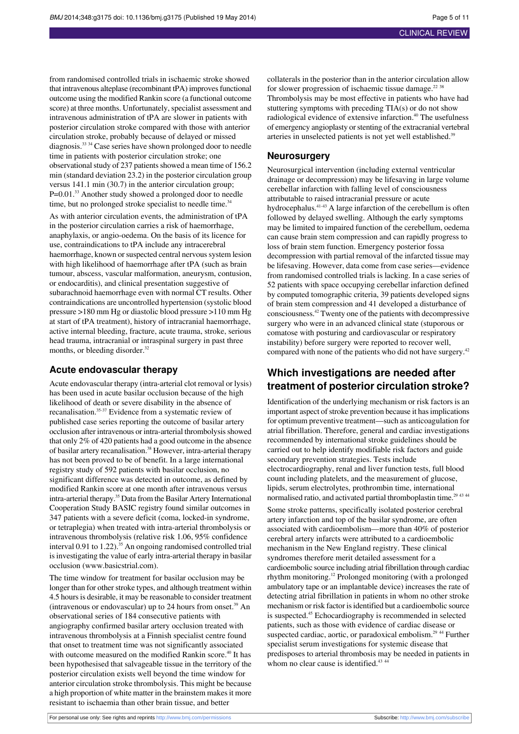from randomised controlled trials in ischaemic stroke showed that intravenous alteplase (recombinant tPA) improves functional outcome using the modified Rankin score (a functional outcome score) at three months. Unfortunately, specialist assessment and intravenous administration of tPA are slower in patients with posterior circulation stroke compared with those with anterior circulation stroke, probably because of delayed or missed diagnosis.[33 34] Case series have shown prolonged door to needle time in patients with posterior circulation stroke; one observational study of 237 patients showed a mean time of 156.2 min (standard deviation 23.2) in the posterior circulation group versus 141.1 min (30.7) in the anterior circulation group; P=0.01.[33] Another study showed a prolonged door to needle time, but no prolonged stroke specialist to needle time.[34]

As with anterior circulation events, the administration of tPA in the posterior circulation carries a risk of haemorrhage, anaphylaxis, or angio-oedema. On the basis of its licence for use, contraindications to tPA include any intracerebral haemorrhage, known or suspected central nervous system lesion with high likelihood of haemorrhage after tPA (such as brain tumour, abscess, vascular malformation, aneurysm, contusion, or endocarditis), and clinical presentation suggestive of subarachnoid haemorrhage even with normal CT results. Other contraindications are uncontrolled hypertension (systolic blood pressure >180 mm Hg or diastolic blood pressure >110 mm Hg at start of tPA treatment), history of intracranial haemorrhage, active internal bleeding, fracture, acute trauma, stroke, serious head trauma, intracranial or intraspinal surgery in past three months, or bleeding disorder.[32]

### Acute endovascular therapy

Acute endovascular therapy (intra-arterial clot removal or lysis) has been used in acute basilar occlusion because of the high likelihood of death or severe disability in the absence of recanalisation.[35-37] Evidence from a systematic review of published case series reporting the outcome of basilar artery occlusion after intravenous or intra-arterial thrombolysis showed that only 2% of 420 patients had a good outcome in the absence of basilar artery recanalisation.[38] However, intra-arterial therapy has not been proved to be of benefit. In a large international registry study of 592 patients with basilar occlusion, no significant difference was detected in outcome, as defined by modified Rankin score at one month after intravenous versus intra-arterial therapy.[35] Data from the Basilar Artery International Cooperation Study BASIC registry found similar outcomes in 347 patients with a severe deficit (coma, locked-in syndrome, or tetraplegia) when treated with intra-arterial thrombolysis or intravenous thrombolysis (relative risk 1.06, 95% confidence interval 0.91 to 1.22).[35] An ongoing randomised controlled trial is investigating the value of early intra-arterial therapy in basilar occlusion (www.basicstrial.com).

The time window for treatment for basilar occlusion may be longer than for other stroke types, and although treatment within 4.5 hours is desirable, it may be reasonable to consider treatment (intravenous or endovascular) up to 24 hours from onset.[39] An observational series of 184 consecutive patients with angiography confirmed basilar artery occlusion treated with intravenous thrombolysis at a Finnish specialist centre found that onset to treatment time was not significantly associated with outcome measured on the modified Rankin score.[40] It has been hypothesised that salvageable tissue in the territory of the posterior circulation exists well beyond the time window for anterior circulation stroke thrombolysis. This might be because a high proportion of white matter in the brainstem makes it more resistant to ischaemia than other brain tissue, and better collaterals in the posterior than in the anterior circulation allow for slower progression of ischaemic tissue damage.[22 38] Thrombolysis may be most effective in patients who have had stuttering symptoms with preceding TIA(s) or do not show radiological evidence of extensive infarction.[40] The usefulness of emergency angioplasty or stenting of the extracranial vertebral arteries in unselected patients is not yet well established.[39]

### Neurosurgery

Neurosurgical intervention (including external ventricular drainage or decompression) may be lifesaving in large volume cerebellar infarction with falling level of consciousness attributable to raised intracranial pressure or acute hydrocephalus.[41-43] A large infarction of the cerebellum is often followed by delayed swelling. Although the early symptoms may be limited to impaired function of the cerebellum, oedema can cause brain stem compression and can rapidly progress to loss of brain stem function. Emergency posterior fossa decompression with partial removal of the infarcted tissue may be lifesaving. However, data come from case series—evidence from randomised controlled trials is lacking. In a case series of 52 patients with space occupying cerebellar infarction defined by computed tomographic criteria, 39 patients developed signs of brain stem compression and 41 developed a disturbance of consciousness.[42] Twenty one of the patients with decompressive surgery who were in an advanced clinical state (stuporous or comatose with posturing and cardiovascular or respiratory instability) before surgery were reported to recover well, compared with none of the patients who did not have surgery.[42]

## Which investigations are needed after treatment of posterior circulation stroke?

Identification of the underlying mechanism or risk factors is an important aspect of stroke prevention because it has implications for optimum preventive treatment—such as anticoagulation for atrial fibrillation. Therefore, general and cardiac investigations recommended by international stroke guidelines should be carried out to help identify modifiable risk factors and guide secondary prevention strategies. Tests include electrocardiography, renal and liver function tests, full blood count including platelets, and the measurement of glucose, lipids, serum electrolytes, prothrombin time, international normalised ratio, and activated partial thromboplastin time.[29 43 44]

Some stroke patterns, specifically isolated posterior cerebral artery infarction and top of the basilar syndrome, are often associated with cardioembolism—more than 40% of posterior cerebral artery infarcts were attributed to a cardioembolic mechanism in the New England registry. These clinical syndromes therefore merit detailed assessment for a cardioembolic source including atrial fibrillation through cardiac rhythm monitoring.[12] Prolonged monitoring (with a prolonged ambulatory tape or an implantable device) increases the rate of detecting atrial fibrillation in patients in whom no other stroke mechanism or risk factor is identified but a cardioembolic source is suspected.[45] Echocardiography is recommended in selected patients, such as those with evidence of cardiac disease or suspected cardiac, aortic, or paradoxical embolism.[29 44] Further specialist serum investigations for systemic disease that predisposes to arterial thrombosis may be needed in patients in whom no clear cause is identified.[43 44]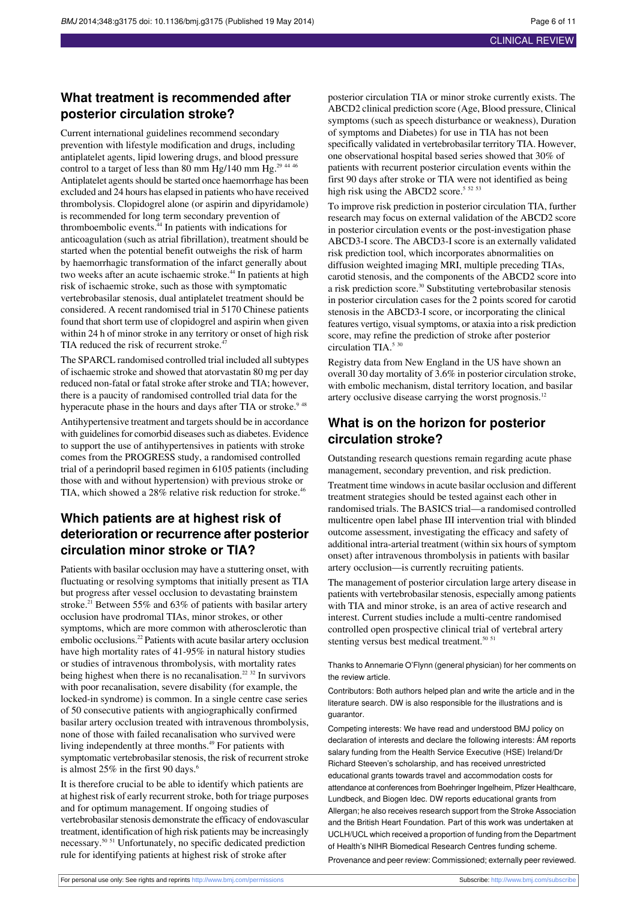## What treatment is recommended after posterior circulation stroke?

Current international guidelines recommend secondary prevention with lifestyle modification and drugs, including antiplatelet agents, lipid lowering drugs, and blood pressure control to a target of less than 80 mm Hg/140 mm Hg.[29 44 46] Antiplatelet agents should be started once haemorrhage has been excluded and 24 hours has elapsed in patients who have received thrombolysis. Clopidogrel alone (or aspirin and dipyridamole) is recommended for long term secondary prevention of thromboembolic events.[44] In patients with indications for anticoagulation (such as atrial fibrillation), treatment should be started when the potential benefit outweighs the risk of harm by haemorrhagic transformation of the infarct generally about two weeks after an acute ischaemic stroke.[44] In patients at high risk of ischaemic stroke, such as those with symptomatic vertebrobasilar stenosis, dual antiplatelet treatment should be considered. A recent randomised trial in 5170 Chinese patients found that short term use of clopidogrel and aspirin when given within 24 h of minor stroke in any territory or onset of high risk TIA reduced the risk of recurrent stroke.[47]

The SPARCL randomised controlled trial included all subtypes of ischaemic stroke and showed that atorvastatin 80 mg per day reduced non-fatal or fatal stroke after stroke and TIA; however, there is a paucity of randomised controlled trial data for the hyperacute phase in the hours and days after TIA or stroke.[9 48]

Antihypertensive treatment and targets should be in accordance with guidelines for comorbid diseases such as diabetes. Evidence to support the use of antihypertensives in patients with stroke comes from the PROGRESS study, a randomised controlled trial of a perindopril based regimen in 6105 patients (including those with and without hypertension) with previous stroke or TIA, which showed a 28% relative risk reduction for stroke.[46]

## Which patients are at highest risk of deterioration or recurrence after posterior circulation minor stroke or TIA?

Patients with basilar occlusion may have a stuttering onset, with fluctuating or resolving symptoms that initially present as TIA but progress after vessel occlusion to devastating brainstem stroke.[21] Between 55% and 63% of patients with basilar artery occlusion have prodromal TIAs, minor strokes, or other symptoms, which are more common with atherosclerotic than embolic occlusions.[22] Patients with acute basilar artery occlusion have high mortality rates of 41-95% in natural history studies or studies of intravenous thrombolysis, with mortality rates being highest when there is no recanalisation.[22 32] In survivors with poor recanalisation, severe disability (for example, the locked-in syndrome) is common. In a single centre case series of 50 consecutive patients with angiographically confirmed basilar artery occlusion treated with intravenous thrombolysis, none of those with failed recanalisation who survived were living independently at three months.[49] For patients with symptomatic vertebrobasilar stenosis, the risk of recurrent stroke is almost 25% in the first 90 days.[6]

It is therefore crucial to be able to identify which patients are at highest risk of early recurrent stroke, both for triage purposes and for optimum management. If ongoing studies of vertebrobasilar stenosis demonstrate the efficacy of endovascular treatment, identification of high risk patients may be increasingly necessary.[50 51] Unfortunately, no specific dedicated prediction rule for identifying patients at highest risk of stroke after posterior circulation TIA or minor stroke currently exists. The ABCD2 clinical prediction score (Age, Blood pressure, Clinical symptoms (such as speech disturbance or weakness), Duration of symptoms and Diabetes) for use in TIA has not been specifically validated in vertebrobasilar territory TIA. However, one observational hospital based series showed that 30% of patients with recurrent posterior circulation events within the first 90 days after stroke or TIA were not identified as being high risk using the ABCD2 score.[5 52 53]

To improve risk prediction in posterior circulation TIA, further research may focus on external validation of the ABCD2 score in posterior circulation events or the post-investigation phase ABCD3-I score. The ABCD3-I score is an externally validated risk prediction tool, which incorporates abnormalities on diffusion weighted imaging MRI, multiple preceding TIAs, carotid stenosis, and the components of the ABCD2 score into a risk prediction score.[30] Substituting vertebrobasilar stenosis in posterior circulation cases for the 2 points scored for carotid stenosis in the ABCD3-I score, or incorporating the clinical features vertigo, visual symptoms, or ataxia into a risk prediction score, may refine the prediction of stroke after posterior circulation TIA.[5 30]

Registry data from New England in the US have shown an overall 30 day mortality of 3.6% in posterior circulation stroke, with embolic mechanism, distal territory location, and basilar artery occlusive disease carrying the worst prognosis.[12]

## What is on the horizon for posterior circulation stroke?

Outstanding research questions remain regarding acute phase management, secondary prevention, and risk prediction.

Treatment time windows in acute basilar occlusion and different treatment strategies should be tested against each other in randomised trials. The BASICS trial—a randomised controlled multicentre open label phase III intervention trial with blinded outcome assessment, investigating the efficacy and safety of additional intra-arterial treatment (within six hours of symptom onset) after intravenous thrombolysis in patients with basilar artery occlusion—is currently recruiting patients.

The management of posterior circulation large artery disease in patients with vertebrobasilar stenosis, especially among patients with TIA and minor stroke, is an area of active research and interest. Current studies include a multi-centre randomised controlled open prospective clinical trial of vertebral artery stenting versus best medical treatment.[50 51]

Thanks to Annemarie O'Flynn (general physician) for her comments on the review article.

Contributors: Both authors helped plan and write the article and in the literature search. DW is also responsible for the illustrations and is guarantor.

Competing interests: We have read and understood BMJ policy on declaration of interests and declare the following interests: ÁM reports salary funding from the Health Service Executive (HSE) Ireland/Dr Richard Steeven's scholarship, and has received unrestricted educational grants towards travel and accommodation costs for attendance at conferences from Boehringer Ingelheim, Pfizer Healthcare, Lundbeck, and Biogen Idec. DW reports educational grants from Allergan; he also receives research support from the Stroke Association and the British Heart Foundation. Part of this work was undertaken at UCLH/UCL which received a proportion of funding from the Department of Health's NIHR Biomedical Research Centres funding scheme.

Provenance and peer review: Commissioned; externally peer reviewed.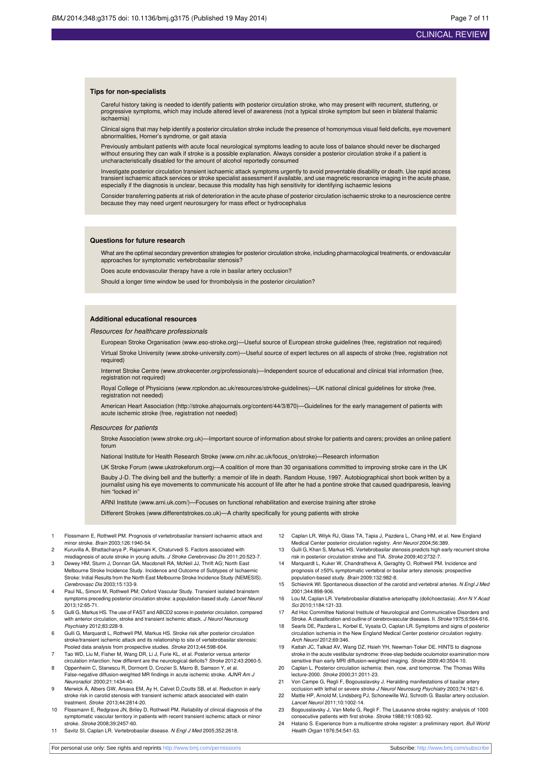### Tips for non-specialists

Careful history taking is needed to identify patients with posterior circulation stroke, who may present with recurrent, stuttering, or progressive symptoms, which may include altered level of awareness (not a typical stroke symptom but seen in bilateral thalamic ischaemia)

Clinical signs that may help identify a posterior circulation stroke include the presence of homonymous visual field deficits, eye movement abnormalities, Horner's syndrome, or gait ataxia

Previously ambulant patients with acute focal neurological symptoms leading to acute loss of balance should never be discharged without ensuring they can walk if stroke is a possible explanation. Always consider a posterior circulation stroke if a patient is uncharacteristically disabled for the amount of alcohol reportedly consumed

Investigate posterior circulation transient ischaemic attack symptoms urgently to avoid preventable disability or death. Use rapid access transient ischaemic attack services or stroke specialist assessment if available, and use magnetic resonance imaging in the acute phase, especially if the diagnosis is unclear, because this modality has high sensitivity for identifying ischaemic lesions

Consider transferring patients at risk of deterioration in the acute phase of posterior circulation ischaemic stroke to a neuroscience centre because they may need urgent neurosurgery for mass effect or hydrocephalus

### Questions for future research

What are the optimal secondary prevention strategies for posterior circulation stroke, including pharmacological treatments, or endovascular approaches for symptomatic vertebrobasilar stenosis?

Does acute endovascular therapy have a role in basilar artery occlusion?

Should a longer time window be used for thrombolysis in the posterior circulation?

### Additional educational resources

*Resources for healthcare professionals*

European Stroke Organisation (www.eso-stroke.org)—Useful source of European stroke guidelines (free, registration not required)

Virtual Stroke University (www.stroke-university.com)—Useful source of expert lectures on all aspects of stroke (free, registration not required)

Internet Stroke Centre (www.strokecenter.org/professionals)—Independent source of educational and clinical trial information (free, registration not required)

Royal College of Physicians (www.rcplondon.ac.uk/resources/stroke-guidelines)—UK national clinical guidelines for stroke (free, registration not needed)

American Heart Association (http://stroke.ahajournals.org/content/44/3/870)—Guidelines for the early management of patients with acute ischemic stroke (free, registration not needed)

*Resources for patients*

Stroke Association (www.stroke.org.uk)—Important source of information about stroke for patients and carers; provides an online patient forum

National Institute for Health Research Stroke (www.crn.nihr.ac.uk/focus_on/stroke)—Research information

UK Stroke Forum (www.ukstrokeforum.org)—A coalition of more than 30 organisations committed to improving stroke care in the UK

Bauby J-D. The diving bell and the butterfly: a memoir of life in death. Random House, 1997. Autobiographical short book written by a journalist using his eye movements to communicate his account of life after he had a pontine stroke that caused quadriparesis, leaving him "locked in"

ARNI Institute (www.arni.uk.com/)—Focuses on functional rehabilitation and exercise training after stroke

Different Strokes (www.differentstrokes.co.uk)—A charity specifically for young patients with stroke

1. Flossmann E, Rothwell PM. Prognosis of vertebrobasilar transient ischaemic attack and minor stroke. *Brain* 2003;126:1940-54.
2. Kuruvilla A, Bhattacharya P, Rajamani K, Chaturvedi S. Factors associated with misdiagnosis of acute stroke in young adults. *J Stroke Cerebrovasc Dis* 2011;20:523-7.
3. Dewey HM, Sturm J, Donnan GA, Macdonell RA, McNeil JJ, Thrift AG; North East Melbourne Stroke Incidence Study. Incidence and Outcome of Subtypes of Ischaemic Stroke: Initial Results from the North East Melbourne Stroke Incidence Study (NEMESIS). *Cerebrovasc Dis* 2003;15:133-9.
4. Paul NL, Simoni M, Rothwell PM; Oxford Vascular Study. Transient isolated brainstem symptoms preceding posterior circulation stroke: a population-based study. *Lancet Neurol* 2013;12:65-71.
5. Gulli G, Markus HS. The use of FAST and ABCD2 scores in posterior circulation, compared with anterior circulation, stroke and transient ischemic attack. *J Neurol Neurosurg Psychiatry* 2012;83:228-9.
6. Gulli G, Marquardt L, Rothwell PM, Markus HS. Stroke risk after posterior circulation stroke/transient ischemic attack and its relationship to site of vertebrobasilar stenosis: Pooled data analysis from prospective studies. *Stroke* 2013;44:598-604.
7. Tao WD, Liu M, Fisher M, Wang DR, Li J, Furie KL, et al. Posterior versus anterior circulation infarction: how different are the neurological deficits? *Stroke* 2012;43:2060-5.
8. Oppenheim C, Stanescu R, Dormont D, Crozier S, Marro B, Samson Y, et al. False-negative diffusion-weighted MR findings in acute ischemic stroke. *AJNR Am J Neuroradiol* 2000;21:1434-40.
9. Merwick Á, Albers GW, Arsava EM, Ay H, Calvet D,Coutts SB, et al. Reduction in early stroke risk in carotid stenosis with transient ischemic attack associated with statin treatment. *Stroke* 2013;44:2814-20.
10. Flossmann E, Redgrave JN, Briley D, Rothwell PM. Reliability of clinical diagnosis of the symptomatic vascular territory in patients with recent transient ischemic attack or minor stroke. *Stroke* 2008;39:2457-60.
11. Savitz SI, Caplan LR. Vertebrobasilar disease. *N Engl J Med* 2005;352:2618.
12. Caplan LR, Wityk RJ, Glass TA, Tapia J, Pazdera L, Chang HM, et al. New England Medical Center posterior circulation registry. *Ann Neurol* 2004;56:389.
13. Gulli G, Khan S, Markus HS. Vertebrobasilar stenosis predicts high early recurrent stroke risk in posterior circulation stroke and TIA. *Stroke* 2009;40:2732-7.
14. Marquardt L, Kuker W, Chandratheva A, Geraghty O, Rothwell PM. Incidence and prognosis of ≥50% symptomatic vertebral or basilar artery stenosis: prospective population-based study. *Brain* 2009;132:982-8.
15. Schievink WI. Spontaneous dissection of the carotid and vertebral arteries. *N Engl J Med* 2001;344:898-906.
16. Lou M, Caplan LR. Vertebrobasilar dilatative arteriopathy (dolichoectasia). *Ann N Y Acad Sci* 2010;1184:121-33.
17. Ad Hoc Committee National Institute of Neurological and Communicative Disorders and Stroke. A classification and outline of cerebrovascular diseases. II. *Stroke* 1975;6:564-616.
18. Searls DE, Pazdera L, Korbel E, Vysata O, Caplan LR. Symptoms and signs of posterior circulation ischemia in the New England Medical Center posterior circulation registry. *Arch Neurol* 2012;69:346.
19. Kattah JC, Talkad AV, Wang DZ, Hsieh YH, Newman-Toker DE. HINTS to diagnose stroke in the acute vestibular syndrome: three-step bedside oculomotor examination more sensitive than early MRI diffusion-weighted imaging. *Stroke* 2009;40:3504-10.
20. Caplan L. Posterior circulation ischemia: then, now, and tomorrow. The Thomas Willis lecture-2000. *Stroke* 2000;31:2011-23.
21. Von Campe G, Regli F, Bogousslavsky J. Heralding manifestations of basilar artery occlusion with lethal or severe stroke *J Neurol Neurosurg Psychiatry* 2003;74:1621-6.
22. Mattle HP, Arnold M, Lindsberg PJ, Schonewille WJ, Schroth G. Basilar artery occlusion. *Lancet Neurol* 2011;10:1002-14.
23. Bogousslavsky J, Van Melle G, Regli F. The Lausanne stroke registry: analysis of 1000 consecutive patients with first stroke. *Stroke* 1988;19:1083-92.
24. Hatano S. Experience from a multicentre stroke register: a preliminary report. *Bull World Health Organ* 1976;54:541-53.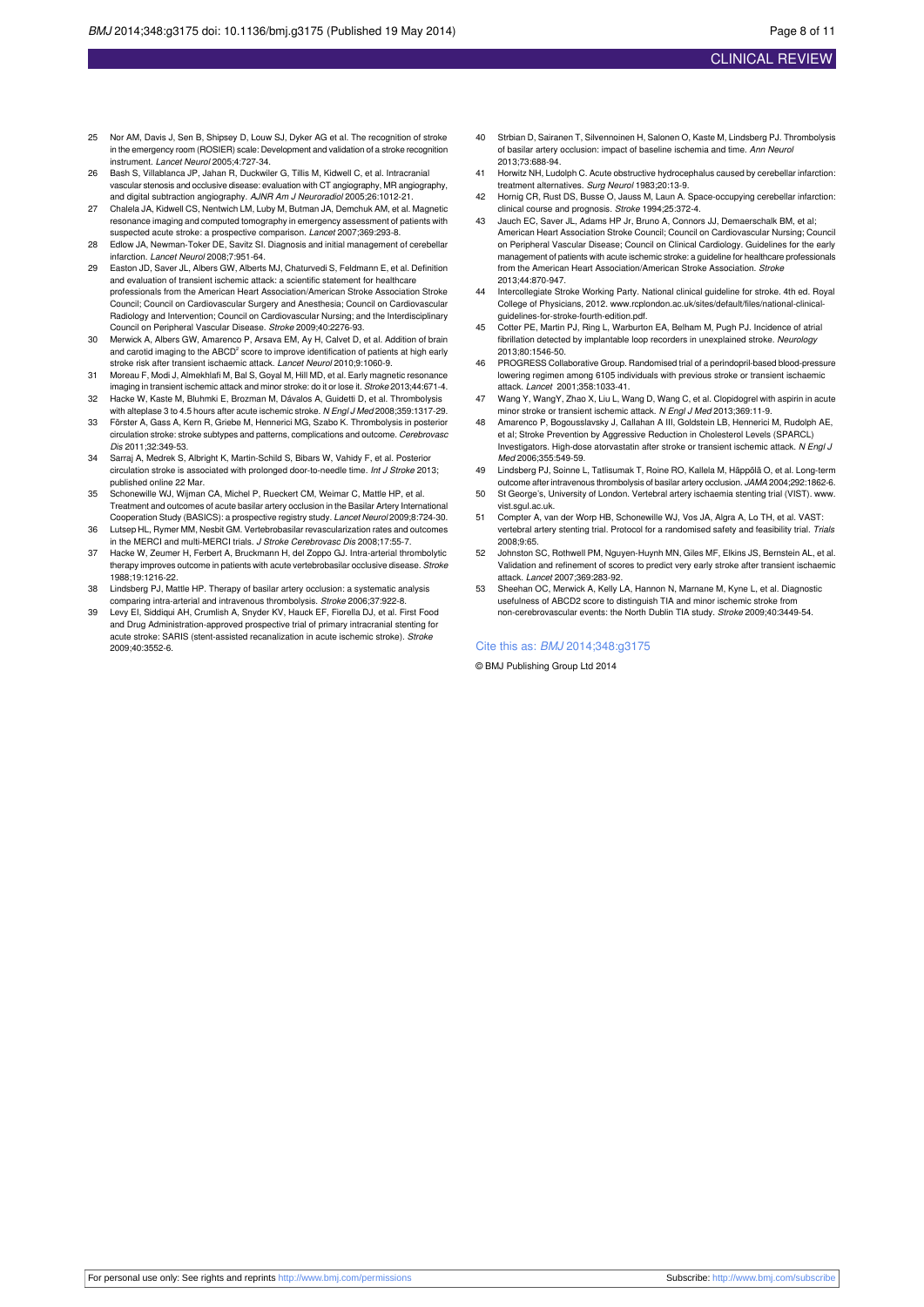25 Nor AM, Davis J, Sen B, Shipsey D, Louw SJ, Dyker AG et al. The recognition of stroke in the emergency room (ROSIER) scale: Development and validation of a stroke recognition instrument. *Lancet Neurol* 2005;4:727-34.

26 Bash S, Villablanca JP, Jahan R, Duckwiler G, Tillis M, Kidwell C, et al. Intracranial vascular stenosis and occlusive disease: evaluation with CT angiography, MR angiography, and digital subtraction angiography. *AJNR Am J Neuroradiol* 2005;26:1012-21.

27 Chalela JA, Kidwell CS, Nentwich LM, Luby M, Butman JA, Demchuk AM, et al. Magnetic resonance imaging and computed tomography in emergency assessment of patients with suspected acute stroke: a prospective comparison. *Lancet* 2007;369:293-8.

28 Edlow JA, Newman-Toker DE, Savitz SI. Diagnosis and initial management of cerebellar infarction. *Lancet Neurol* 2008;7:951-64.

29 Easton JD, Saver JL, Albers GW, Alberts MJ, Chaturvedi S, Feldmann E, et al. Definition and evaluation of transient ischemic attack: a scientific statement for healthcare professionals from the American Heart Association/American Stroke Association Stroke Council; Council on Cardiovascular Surgery and Anesthesia; Council on Cardiovascular Radiology and Intervention; Council on Cardiovascular Nursing; and the Interdisciplinary Council on Peripheral Vascular Disease. *Stroke* 2009;40:2276-93.

30 Merwick A, Albers GW, Amarenco P, Arsava EM, Ay H, Calvet D, et al. Addition of brain and carotid imaging to the ABCD$^2$ score to improve identification of patients at high early stroke risk after transient ischaemic attack. *Lancet Neurol* 2010;9:1060-9.

31 Moreau F, Modi J, Almekhlafi M, Bal S, Goyal M, Hill MD, et al. Early magnetic resonance imaging in transient ischemic attack and minor stroke: do it or lose it. *Stroke* 2013;44:671-4.

32 Hacke W, Kaste M, Bluhmki E, Brozman M, Dávalos A, Guidetti D, et al. Thrombolysis with alteplase 3 to 4.5 hours after acute ischemic stroke. *N Engl J Med* 2008;359:1317-29.

33 Förster A, Gass A, Kern R, Griebe M, Hennerici MG, Szabo K. Thrombolysis in posterior circulation stroke: stroke subtypes and patterns, complications and outcome. *Cerebrovasc Dis* 2011;32:349-53.

34 Sarraj A, Medrek S, Albright K, Martin-Schild S, Bibars W, Vahidy F, et al. Posterior circulation stroke is associated with prolonged door-to-needle time. *Int J Stroke* 2013; published online 22 Mar.

35 Schonewille WJ, Wijman CA, Michel P, Rueckert CM, Weimar C, Mattle HP, et al. Treatment and outcomes of acute basilar artery occlusion in the Basilar Artery International Cooperation Study (BASICS): a prospective registry study. *Lancet Neurol* 2009;8:724-30.

36 Lutsep HL, Rymer MM, Nesbit GM. Vertebrobasilar revascularization rates and outcomes in the MERCI and multi-MERCI trials. *J Stroke Cerebrovasc Dis* 2008;17:55-7.

37 Hacke W, Zeumer H, Ferbert A, Bruckmann H, del Zoppo GJ. Intra-arterial thrombolytic therapy improves outcome in patients with acute vertebrobasilar occlusive disease. *Stroke* 1988;19:1216-22.

38 Lindsberg PJ, Mattle HP. Therapy of basilar artery occlusion: a systematic analysis comparing intra-arterial and intravenous thrombolysis. *Stroke* 2006;37:922-8.

39 Levy EI, Siddiqui AH, Crumlish A, Snyder KV, Hauck EF, Fiorella DJ, et al. First Food and Drug Administration-approved prospective trial of primary intracranial stenting for acute stroke: SARIS (stent-assisted recanalization in acute ischemic stroke). *Stroke* 2009;40:3552-6.

40 Strbian D, Sairanen T, Silvennoinen H, Salonen O, Kaste M, Lindsberg PJ. Thrombolysis of basilar artery occlusion: impact of baseline ischemia and time. *Ann Neurol* 2013;73:688-94.

41 Horwitz NH, Ludolph C. Acute obstructive hydrocephalus caused by cerebellar infarction: treatment alternatives. *Surg Neurol* 1983;20:13-9.

42 Hornig CR, Rust DS, Busse O, Jauss M, Laun A. Space-occupying cerebellar infarction: clinical course and prognosis. *Stroke* 1994;25:372-4.

43 Jauch EC, Saver JL, Adams HP Jr, Bruno A, Connors JJ, Demaerschalk BM, et al; American Heart Association Stroke Council; Council on Cardiovascular Nursing; Council on Peripheral Vascular Disease; Council on Clinical Cardiology. Guidelines for the early management of patients with acute ischemic stroke: a guideline for healthcare professionals from the American Heart Association/American Stroke Association. *Stroke* 2013;44:870-947.

44 Intercollegiate Stroke Working Party. National clinical guideline for stroke. 4th ed. Royal College of Physicians, 2012. www.rcplondon.ac.uk/sites/default/files/national-clinical-guidelines-for-stroke-fourth-edition.pdf.

45 Cotter PE, Martin PJ, Ring L, Warburton EA, Belham M, Pugh PJ. Incidence of atrial fibrillation detected by implantable loop recorders in unexplained stroke. *Neurology* 2013;80:1546-50.

46 PROGRESS Collaborative Group. Randomised trial of a perindopril-based blood-pressure lowering regimen among 6105 individuals with previous stroke or transient ischaemic attack. *Lancet* 2001;358:1033-41.

47 Wang Y, WangY, Zhao X, Liu L, Wang D, Wang C, et al. Clopidogrel with aspirin in acute minor stroke or transient ischemic attack. *N Engl J Med* 2013;369:11-9.

48 Amarenco P, Bogousslavsky J, Callahan A III, Goldstein LB, Hennerici M, Rudolph AE, et al; Stroke Prevention by Aggressive Reduction in Cholesterol Levels (SPARCL) Investigators. High-dose atorvastatin after stroke or transient ischemic attack. *N Engl J Med* 2006;355:549-59.

49 Lindsberg PJ, Soinne L, Tatlisumak T, Roine RO, Kallela M, Häppölä O, et al. Long-term outcome after intravenous thrombolysis of basilar artery occlusion. *JAMA* 2004;292:1862-6.

50 St George's, University of London. Vertebral artery ischaemia stenting trial (VIST). www.vist.sgul.ac.uk.

51 Compter A, van der Worp HB, Schonewille WJ, Vos JA, Algra A, Lo TH, et al. VAST: vertebral artery stenting trial. Protocol for a randomised safety and feasibility trial. *Trials* 2008;9:65.

52 Johnston SC, Rothwell PM, Nguyen-Huynh MN, Giles MF, Elkins JS, Bernstein AL, et al. Validation and refinement of scores to predict very early stroke after transient ischaemic attack. *Lancet* 2007;369:283-92.

53 Sheehan OC, Merwick A, Kelly LA, Hannon N, Marnane M, Kyne L, et al. Diagnostic usefulness of ABCD2 score to distinguish TIA and minor ischemic stroke from non-cerebrovascular events: the North Dublin TIA study. *Stroke* 2009;40:3449-54.

Cite this as: *BMJ* 2014;348:g3175

© BMJ Publishing Group Ltd 2014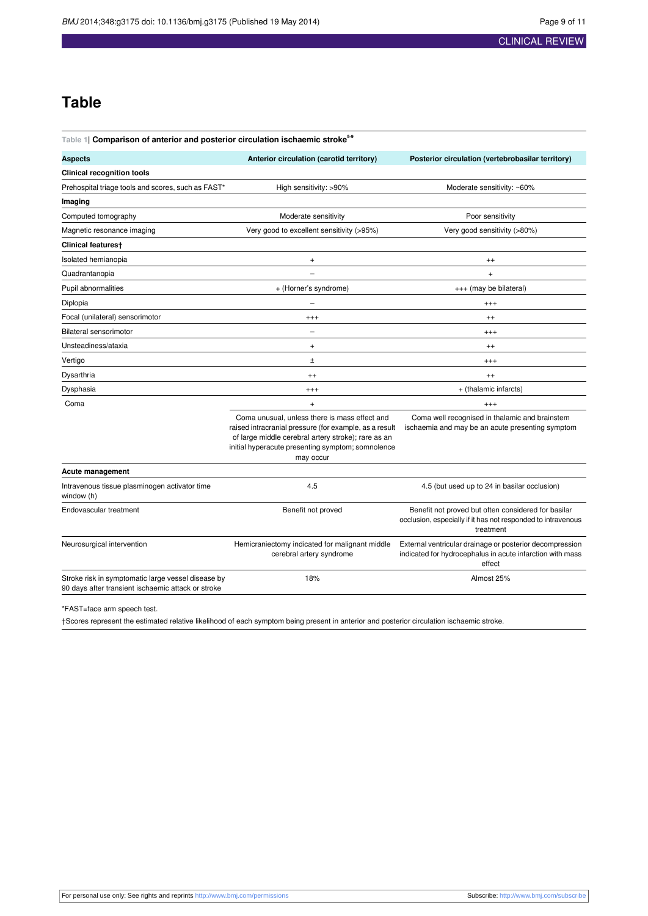# Table

**Table 1| Comparison of anterior and posterior circulation ischaemic stroke[5-9]**

| Aspects | Anterior circulation (carotid territory) | Posterior circulation (vertebrobasilar territory) |
|---|---|---|
| **Clinical recognition tools** | | |
| Prehospital triage tools and scores, such as FAST* | High sensitivity: >90% | Moderate sensitivity: ~60% |
| **Imaging** | | |
| Computed tomography | Moderate sensitivity | Poor sensitivity |
| Magnetic resonance imaging | Very good to excellent sensitivity (>95%) | Very good sensitivity (>80%) |
| **Clinical features†** | | |
| Isolated hemianopia | + | ++ |
| Quadrantanopia | – | + |
| Pupil abnormalities | + (Horner's syndrome) | +++ (may be bilateral) |
| Diplopia | – | +++ |
| Focal (unilateral) sensorimotor | +++ | ++ |
| Bilateral sensorimotor | – | +++ |
| Unsteadiness/ataxia | + | ++ |
| Vertigo | ± | +++ |
| Dysarthria | ++ | ++ |
| Dysphasia | +++ | + (thalamic infarcts) |
| Coma | + | +++ |
| | Coma unusual, unless there is mass effect and raised intracranial pressure (for example, as a result of large middle cerebral artery stroke); rare as an initial hyperacute presenting symptom; somnolence may occur | Coma well recognised in thalamic and brainstem ischaemia and may be an acute presenting symptom |
| **Acute management** | | |
| Intravenous tissue plasminogen activator time window (h) | 4.5 | 4.5 (but used up to 24 in basilar occlusion) |
| Endovascular treatment | Benefit not proved | Benefit not proved but often considered for basilar occlusion, especially if it has not responded to intravenous treatment |
| Neurosurgical intervention | Hemicraniectomy indicated for malignant middle cerebral artery syndrome | External ventricular drainage or posterior decompression indicated for hydrocephalus in acute infarction with mass effect |
| Stroke risk in symptomatic large vessel disease by 90 days after transient ischaemic attack or stroke | 18% | Almost 25% |

*FAST=face arm speech test.

†Scores represent the estimated relative likelihood of each symptom being present in anterior and posterior circulation ischaemic stroke.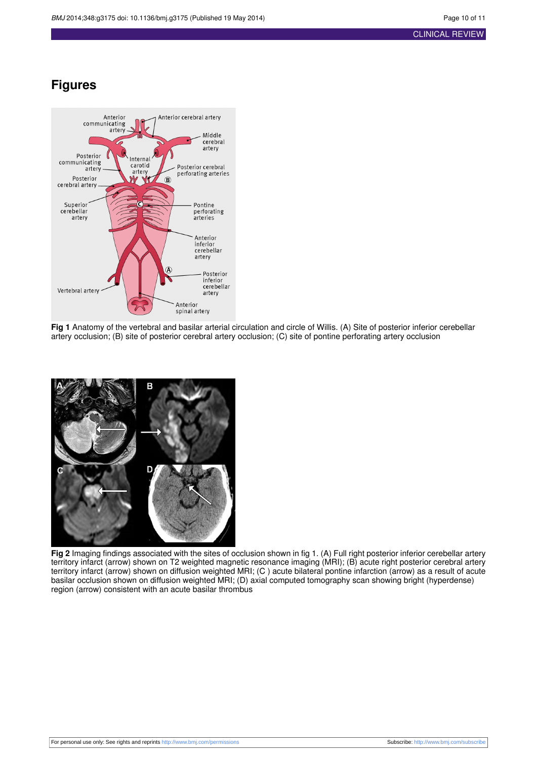## Figures

**Fig 1** Anatomy of the vertebral and basilar arterial circulation and circle of Willis. (A) Site of posterior inferior cerebellar artery occlusion; (B) site of posterior cerebral artery occlusion; (C) site of pontine perforating artery occlusion

**Fig 2** Imaging findings associated with the sites of occlusion shown in fig 1. (A) Full right posterior inferior cerebellar artery territory infarct (arrow) shown on T2 weighted magnetic resonance imaging (MRI); (B) acute right posterior cerebral artery territory infarct (arrow) shown on diffusion weighted MRI; (C ) acute bilateral pontine infarction (arrow) as a result of acute basilar occlusion shown on diffusion weighted MRI; (D) axial computed tomography scan showing bright (hyperdense) region (arrow) consistent with an acute basilar thrombus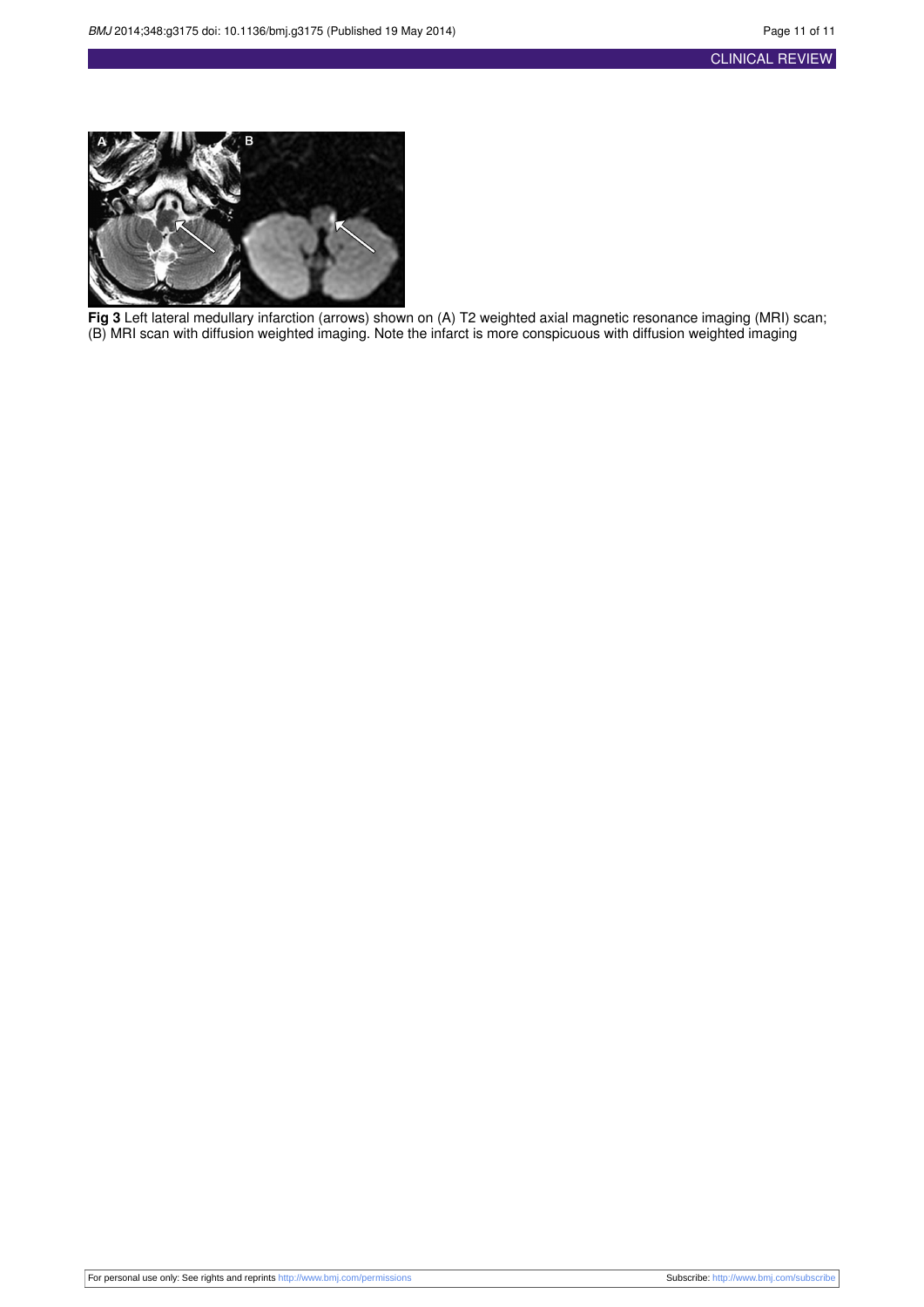**Fig 3** Left lateral medullary infarction (arrows) shown on (A) T2 weighted axial magnetic resonance imaging (MRI) scan; (B) MRI scan with diffusion weighted imaging. Note the infarct is more conspicuous with diffusion weighted imaging